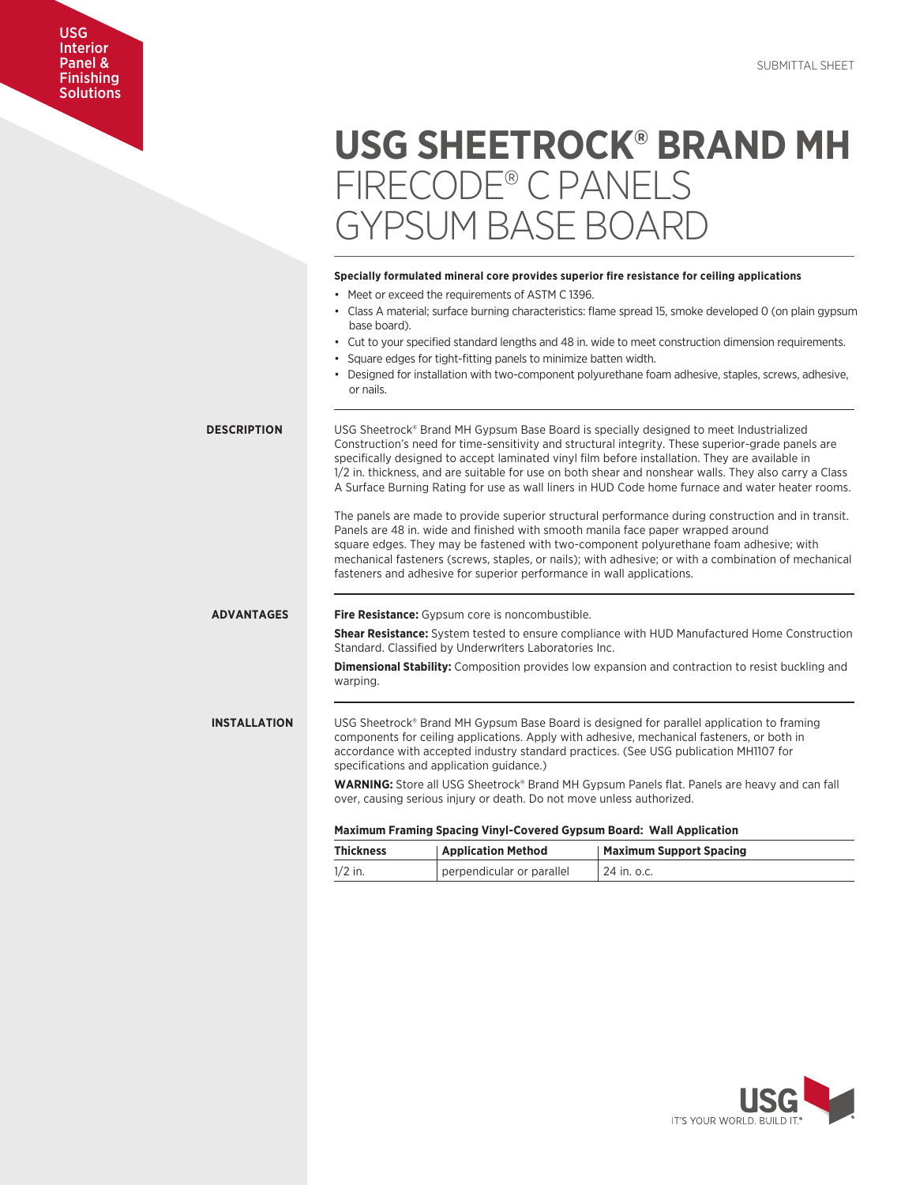USG Interior Panel & Finishing Solutions

SUBMITTAL SHEET

# USG SHEETROCK® BRAND MH FIRECODE® C PANELS GYPSUM BASE BOARD

**Specially formulated mineral core provides superior fire resistance for ceiling applications**

- Meet or exceed the requirements of ASTM C 1396.
- Class A material; surface burning characteristics: flame spread 15, smoke developed 0 (on plain gypsum base board).
- Cut to your specified standard lengths and 48 in. wide to meet construction dimension requirements.
- Square edges for tight-fitting panels to minimize batten width.
- Designed for installation with two-component polyurethane foam adhesive, staples, screws, adhesive, or nails.

## DESCRIPTION

USG Sheetrock® Brand MH Gypsum Base Board is specially designed to meet Industrialized Construction's need for time-sensitivity and structural integrity. These superior-grade panels are specifically designed to accept laminated vinyl film before installation. They are available in 1/2 in. thickness, and are suitable for use on both shear and nonshear walls. They also carry a Class A Surface Burning Rating for use as wall liners in HUD Code home furnace and water heater rooms.

The panels are made to provide superior structural performance during construction and in transit. Panels are 48 in. wide and finished with smooth manila face paper wrapped around square edges. They may be fastened with two-component polyurethane foam adhesive; with mechanical fasteners (screws, staples, or nails); with adhesive; or with a combination of mechanical fasteners and adhesive for superior performance in wall applications.

## ADVANTAGES

**Fire Resistance:** Gypsum core is noncombustible.

**Shear Resistance:** System tested to ensure compliance with HUD Manufactured Home Construction Standard. Classified by Underwriters Laboratories Inc.

**Dimensional Stability:** Composition provides low expansion and contraction to resist buckling and warping.

## INSTALLATION

USG Sheetrock® Brand MH Gypsum Base Board is designed for parallel application to framing components for ceiling applications. Apply with adhesive, mechanical fasteners, or both in accordance with accepted industry standard practices. (See USG publication MH1107 for specifications and application guidance.)

**WARNING:** Store all USG Sheetrock® Brand MH Gypsum Panels flat. Panels are heavy and can fall over, causing serious injury or death. Do not move unless authorized.

**Maximum Framing Spacing Vinyl-Covered Gypsum Board: Wall Application**

| Thickness | Application Method | Maximum Support Spacing |
|---|---|---|
| 1/2 in. | perpendicular or parallel | 24 in. o.c. |

USG IT'S YOUR WORLD. BUILD IT.®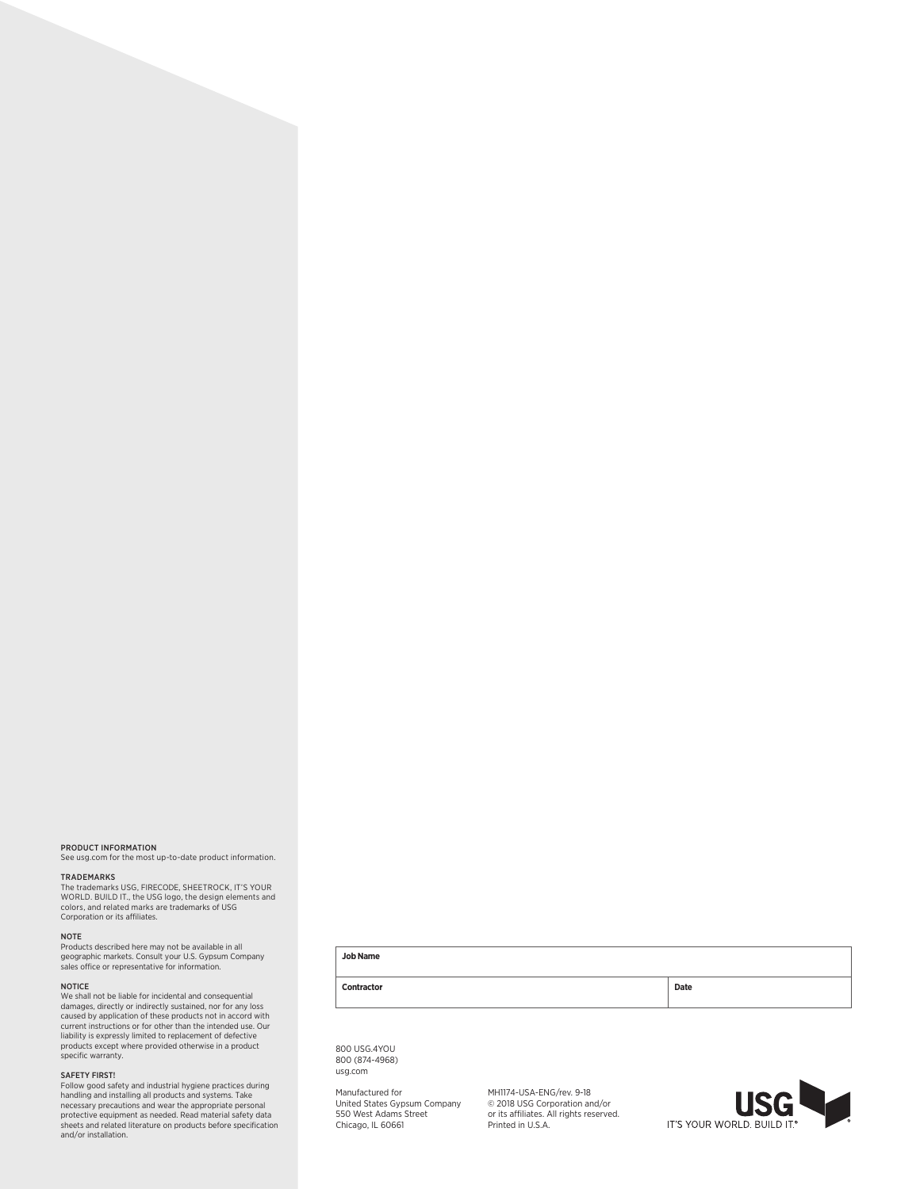PRODUCT INFORMATION
See usg.com for the most up-to-date product information.

TRADEMARKS
The trademarks USG, FIRECODE, SHEETROCK, IT'S YOUR WORLD. BUILD IT., the USG logo, the design elements and colors, and related marks are trademarks of USG Corporation or its affiliates.

NOTE
Products described here may not be available in all geographic markets. Consult your U.S. Gypsum Company sales office or representative for information.

NOTICE
We shall not be liable for incidental and consequential damages, directly or indirectly sustained, nor for any loss caused by application of these products not in accord with current instructions or for other than the intended use. Our liability is expressly limited to replacement of defective products except where provided otherwise in a product specific warranty.

SAFETY FIRST!
Follow good safety and industrial hygiene practices during handling and installing all products and systems. Take necessary precautions and wear the appropriate personal protective equipment as needed. Read material safety data sheets and related literature on products before specification and/or installation.

| | |
|---|---|
| **Job Name** | |
| **Contractor** | **Date** |

800 USG.4YOU
800 (874-4968)
usg.com

Manufactured for
United States Gypsum Company
550 West Adams Street
Chicago, IL 60661

MH1174-USA-ENG/rev. 9-18
© 2018 USG Corporation and/or or its affiliates. All rights reserved.
Printed in U.S.A.

USG
IT'S YOUR WORLD. BUILD IT.®